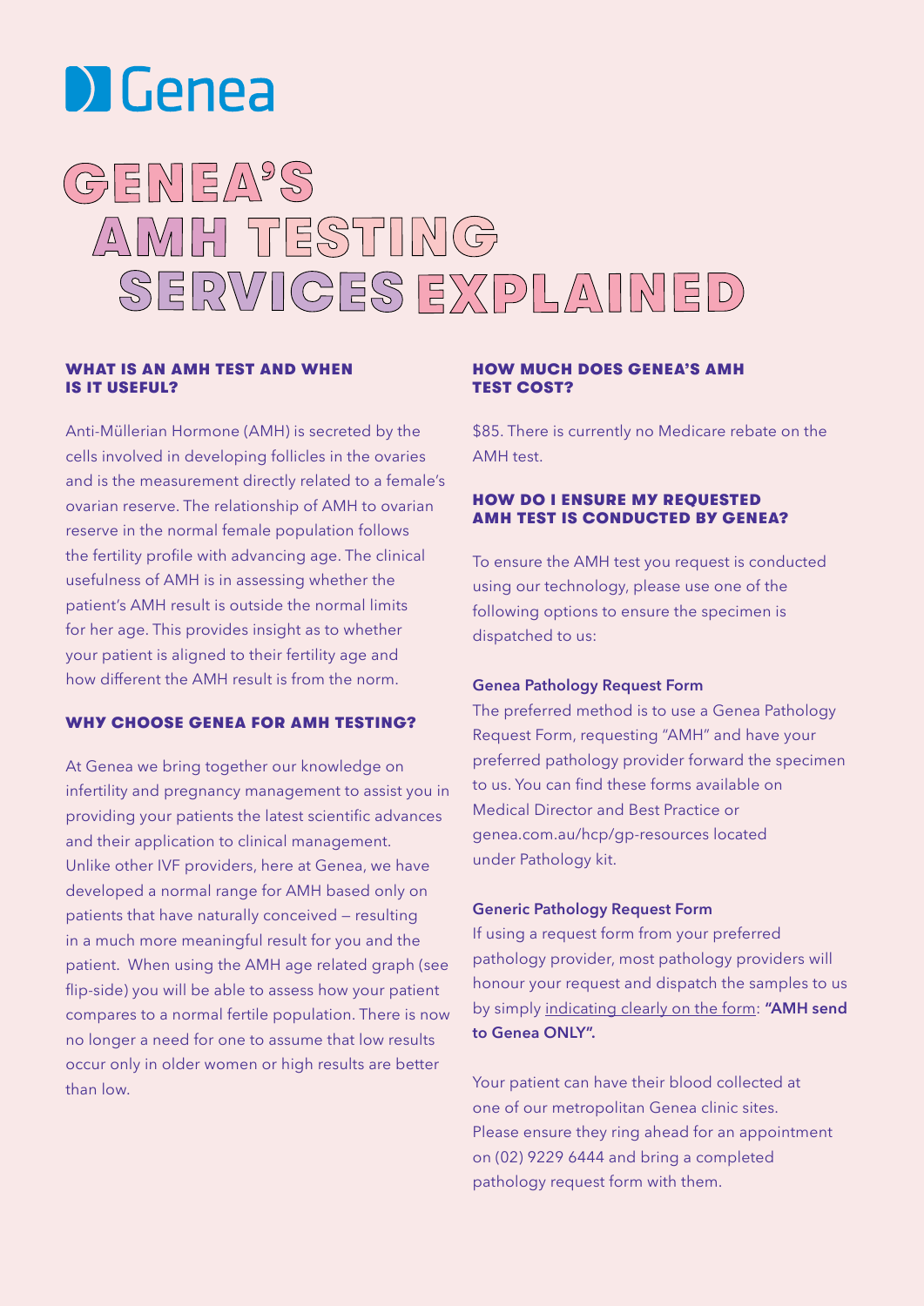Genea

# GENEA'S AMH TESTING SERVICES EXPLAINED

### WHAT IS AN AMH TEST AND WHEN IS IT USEFUL?

Anti-Müllerian Hormone (AMH) is secreted by the cells involved in developing follicles in the ovaries and is the measurement directly related to a female's ovarian reserve. The relationship of AMH to ovarian reserve in the normal female population follows the fertility profile with advancing age. The clinical usefulness of AMH is in assessing whether the patient's AMH result is outside the normal limits for her age. This provides insight as to whether your patient is aligned to their fertility age and how different the AMH result is from the norm.

### WHY CHOOSE GENEA FOR AMH TESTING?

At Genea we bring together our knowledge on infertility and pregnancy management to assist you in providing your patients the latest scientific advances and their application to clinical management. Unlike other IVF providers, here at Genea, we have developed a normal range for AMH based only on patients that have naturally conceived – resulting in a much more meaningful result for you and the patient. When using the AMH age related graph (see flip-side) you will be able to assess how your patient compares to a normal fertile population. There is now no longer a need for one to assume that low results occur only in older women or high results are better than low.

### HOW MUCH DOES GENEA'S AMH TEST COST?

$85. There is currently no Medicare rebate on the AMH test.

### HOW DO I ENSURE MY REQUESTED AMH TEST IS CONDUCTED BY GENEA?

To ensure the AMH test you request is conducted using our technology, please use one of the following options to ensure the specimen is dispatched to us:

**Genea Pathology Request Form**

The preferred method is to use a Genea Pathology Request Form, requesting "AMH" and have your preferred pathology provider forward the specimen to us. You can find these forms available on Medical Director and Best Practice or genea.com.au/hcp/gp-resources located under Pathology kit.

**Generic Pathology Request Form**

If using a request form from your preferred pathology provider, most pathology providers will honour your request and dispatch the samples to us by simply indicating clearly on the form: **"AMH send to Genea ONLY".**

Your patient can have their blood collected at one of our metropolitan Genea clinic sites. Please ensure they ring ahead for an appointment on (02) 9229 6444 and bring a completed pathology request form with them.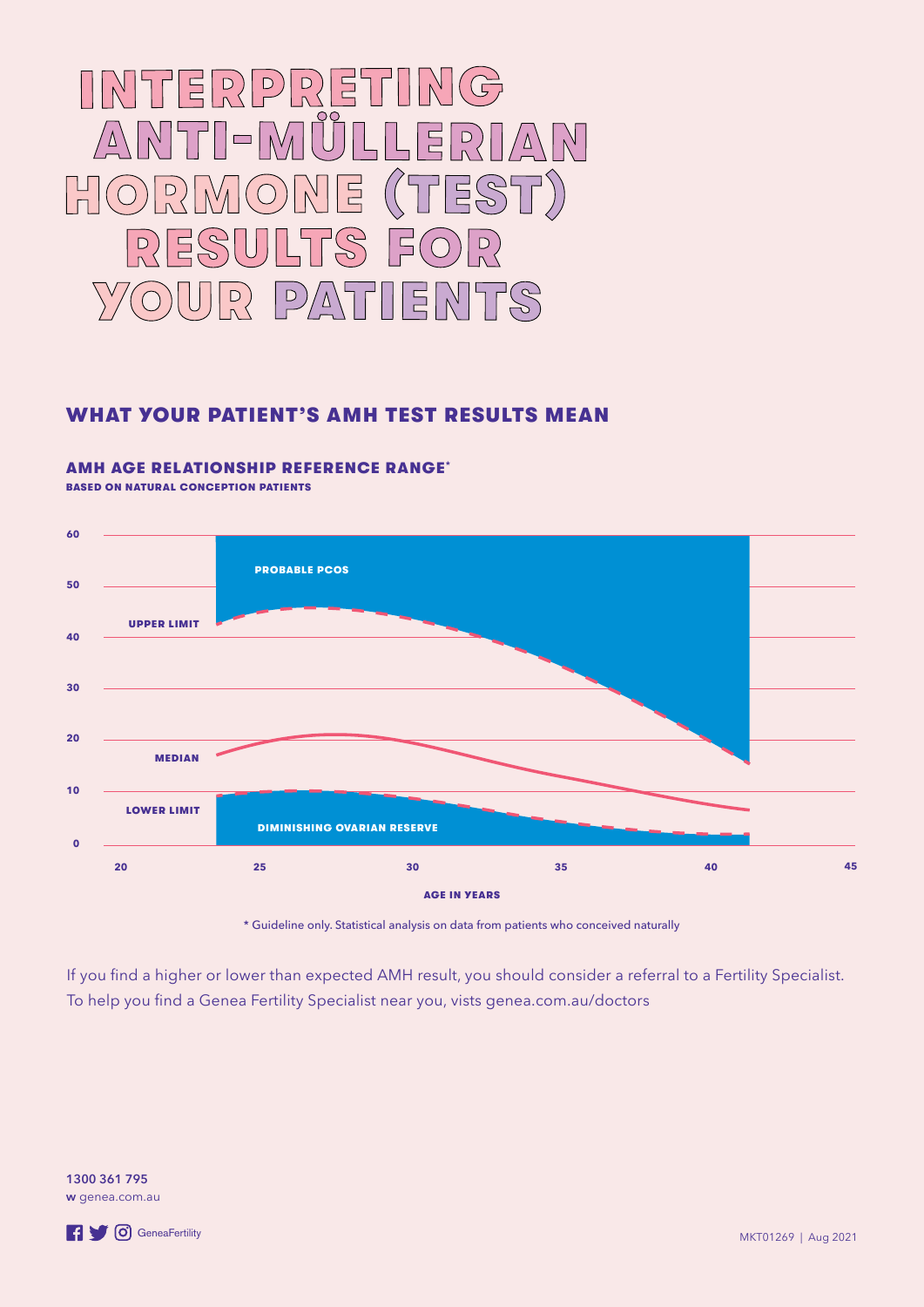# INTERPRETING ANTI-MÜLLERIAN HORMONE (TEST) RESULTS FOR YOUR PATIENTS

## WHAT YOUR PATIENT'S AMH TEST RESULTS MEAN

### AMH AGE RELATIONSHIP REFERENCE RANGE*

**BASED ON NATURAL CONCEPTION PATIENTS**

60
50
40
30
20
10
0

PROBABLE PCOS
UPPER LIMIT
MEDIAN
LOWER LIMIT
DIMINISHING OVARIAN RESERVE

20
25
30
35
40
45

AGE IN YEARS

* Guideline only. Statistical analysis on data from patients who conceived naturally

If you find a higher or lower than expected AMH result, you should consider a referral to a Fertility Specialist. To help you find a Genea Fertility Specialist near you, vists genea.com.au/doctors

**1300 361 795**
**w** genea.com.au

GeneaFertility

MKT01269 | Aug 2021